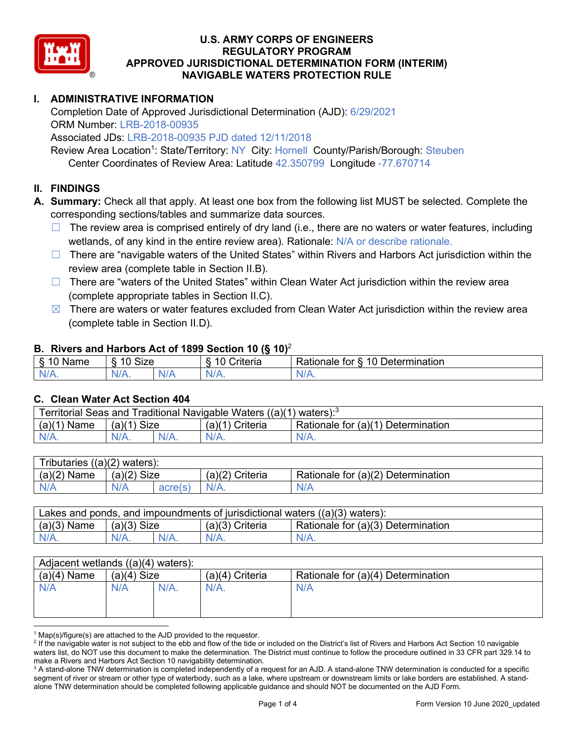# U.S. ARMY CORPS OF ENGINEERS
# REGULATORY PROGRAM
# APPROVED JURISDICTIONAL DETERMINATION FORM (INTERIM)
# NAVIGABLE WATERS PROTECTION RULE

## I. ADMINISTRATIVE INFORMATION

Completion Date of Approved Jurisdictional Determination (AJD): 6/29/2021
ORM Number: LRB-2018-00935
Associated JDs: LRB-2018-00935 PJD dated 12/11/2018
Review Area Location[1]: State/Territory: NY City: Hornell County/Parish/Borough: Steuben
Center Coordinates of Review Area: Latitude 42.350799 Longitude -77.670714

## II. FINDINGS

**A. Summary:** Check all that apply. At least one box from the following list MUST be selected. Complete the corresponding sections/tables and summarize data sources.

- ☐ The review area is comprised entirely of dry land (i.e., there are no waters or water features, including wetlands, of any kind in the entire review area). Rationale: N/A or describe rationale.
- ☐ There are "navigable waters of the United States" within Rivers and Harbors Act jurisdiction within the review area (complete table in Section II.B).
- ☐ There are "waters of the United States" within Clean Water Act jurisdiction within the review area (complete appropriate tables in Section II.C).
- ☒ There are waters or water features excluded from Clean Water Act jurisdiction within the review area (complete table in Section II.D).

### B. Rivers and Harbors Act of 1899 Section 10 (§ 10)[2]

| § 10 Name | § 10 Size | | § 10 Criteria | Rationale for § 10 Determination |
|---|---|---|---|---|
| N/A. | N/A. | N/A | N/A. | N/A. |

### C. Clean Water Act Section 404

| Territorial Seas and Traditional Navigable Waters ((a)(1) waters):[3] | | | | |
|---|---|---|---|---|
| (a)(1) Name | (a)(1) Size | | (a)(1) Criteria | Rationale for (a)(1) Determination |
| N/A. | N/A. | N/A. | N/A. | N/A. |

| Tributaries ((a)(2) waters): | | | | |
|---|---|---|---|---|
| (a)(2) Name | (a)(2) Size | | (a)(2) Criteria | Rationale for (a)(2) Determination |
| N/A | N/A | acre(s) | N/A. | N/A |

| Lakes and ponds, and impoundments of jurisdictional waters ((a)(3) waters): | | | | |
|---|---|---|---|---|
| (a)(3) Name | (a)(3) Size | | (a)(3) Criteria | Rationale for (a)(3) Determination |
| N/A. | N/A. | N/A. | N/A. | N/A. |

| Adjacent wetlands ((a)(4) waters): | | | | |
|---|---|---|---|---|
| (a)(4) Name | (a)(4) Size | | (a)(4) Criteria | Rationale for (a)(4) Determination |
| N/A | N/A | N/A. | N/A. | N/A |

---

[1] Map(s)/figure(s) are attached to the AJD provided to the requestor.
[2] If the navigable water is not subject to the ebb and flow of the tide or included on the District's list of Rivers and Harbors Act Section 10 navigable waters list, do NOT use this document to make the determination. The District must continue to follow the procedure outlined in 33 CFR part 329.14 to make a Rivers and Harbors Act Section 10 navigability determination.
[3] A stand-alone TNW determination is completed independently of a request for an AJD. A stand-alone TNW determination is conducted for a specific segment of river or stream or other type of waterbody, such as a lake, where upstream or downstream limits or lake borders are established. A stand-alone TNW determination should be completed following applicable guidance and should NOT be documented on the AJD Form.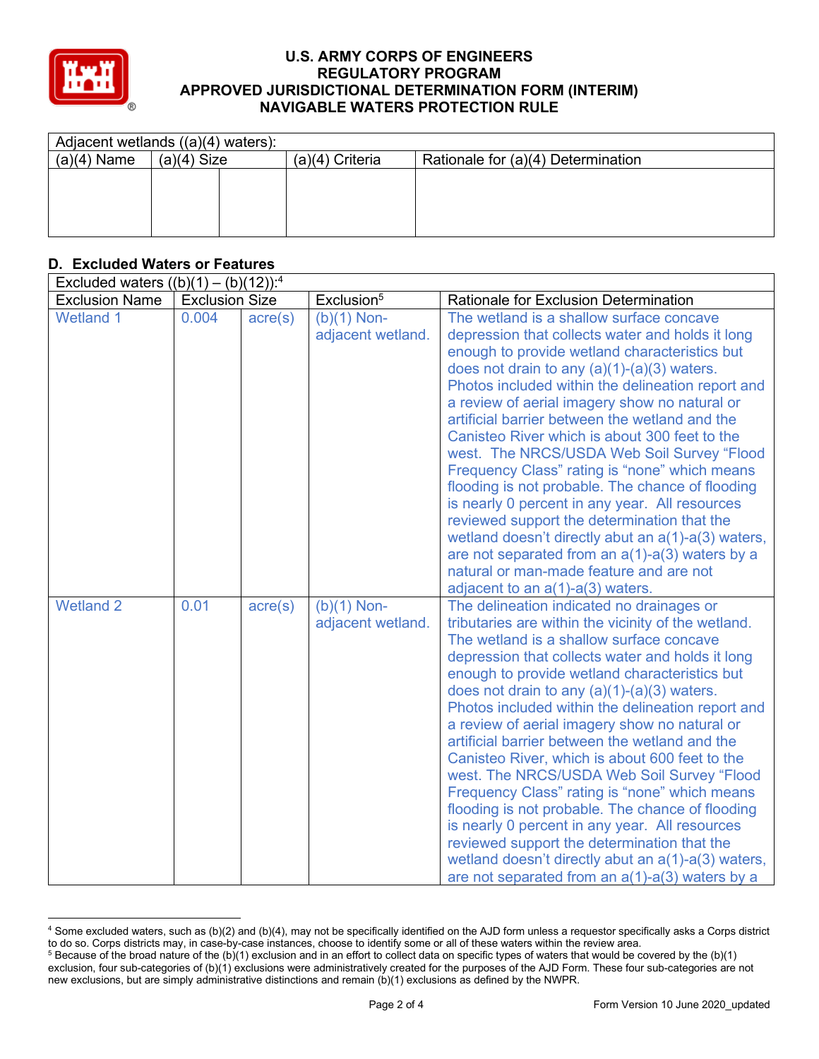| Adjacent wetlands ((a)(4) waters): | | | | |
|---|---|---|---|---|
| (a)(4) Name | (a)(4) Size | | (a)(4) Criteria | Rationale for (a)(4) Determination |
| | | | | |

## D. Excluded Waters or Features

| Excluded waters ((b)(1) – (b)(12)):[4] | | | | |
|---|---|---|---|---|
| Exclusion Name | Exclusion Size | | Exclusion[5] | Rationale for Exclusion Determination |
| Wetland 1 | 0.004 | acre(s) | (b)(1) Non-adjacent wetland. | The wetland is a shallow surface concave depression that collects water and holds it long enough to provide wetland characteristics but does not drain to any (a)(1)-(a)(3) waters. Photos included within the delineation report and a review of aerial imagery show no natural or artificial barrier between the wetland and the Canisteo River which is about 300 feet to the west. The NRCS/USDA Web Soil Survey "Flood Frequency Class" rating is "none" which means flooding is not probable. The chance of flooding is nearly 0 percent in any year. All resources reviewed support the determination that the wetland doesn't directly abut an a(1)-a(3) waters, are not separated from an a(1)-a(3) waters by a natural or man-made feature and are not adjacent to an a(1)-a(3) waters. |
| Wetland 2 | 0.01 | acre(s) | (b)(1) Non-adjacent wetland. | The delineation indicated no drainages or tributaries are within the vicinity of the wetland. The wetland is a shallow surface concave depression that collects water and holds it long enough to provide wetland characteristics but does not drain to any (a)(1)-(a)(3) waters. Photos included within the delineation report and a review of aerial imagery show no natural or artificial barrier between the wetland and the Canisteo River, which is about 600 feet to the west. The NRCS/USDA Web Soil Survey "Flood Frequency Class" rating is "none" which means flooding is not probable. The chance of flooding is nearly 0 percent in any year. All resources reviewed support the determination that the wetland doesn't directly abut an a(1)-a(3) waters, are not separated from an a(1)-a(3) waters by a |

[4] Some excluded waters, such as (b)(2) and (b)(4), may not be specifically identified on the AJD form unless a requestor specifically asks a Corps district to do so. Corps districts may, in case-by-case instances, choose to identify some or all of these waters within the review area.

[5] Because of the broad nature of the (b)(1) exclusion and in an effort to collect data on specific types of waters that would be covered by the (b)(1) exclusion, four sub-categories of (b)(1) exclusions were administratively created for the purposes of the AJD Form. These four sub-categories are not new exclusions, but are simply administrative distinctions and remain (b)(1) exclusions as defined by the NWPR.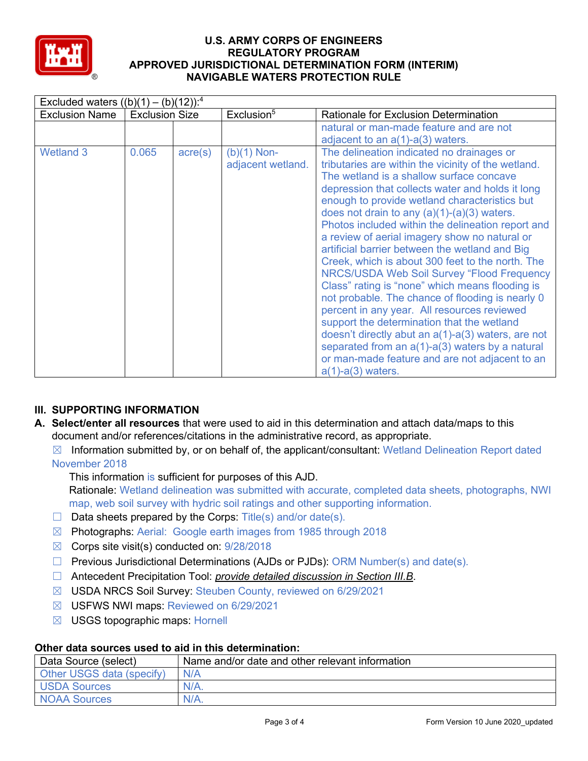| Excluded waters ((b)(1) – (b)(12)):[4] | | | | |
|---|---|---|---|---|
| Exclusion Name | Exclusion Size | | Exclusion[5] | Rationale for Exclusion Determination |
| | | | | natural or man-made feature and are not adjacent to an a(1)-a(3) waters. |
| Wetland 3 | 0.065 | acre(s) | (b)(1) Non-adjacent wetland. | The delineation indicated no drainages or tributaries are within the vicinity of the wetland. The wetland is a shallow surface concave depression that collects water and holds it long enough to provide wetland characteristics but does not drain to any (a)(1)-(a)(3) waters. Photos included within the delineation report and a review of aerial imagery show no natural or artificial barrier between the wetland and Big Creek, which is about 300 feet to the north. The NRCS/USDA Web Soil Survey "Flood Frequency Class" rating is "none" which means flooding is not probable. The chance of flooding is nearly 0 percent in any year. All resources reviewed support the determination that the wetland doesn't directly abut an a(1)-a(3) waters, are not separated from an a(1)-a(3) waters by a natural or man-made feature and are not adjacent to an a(1)-a(3) waters. |

## III. SUPPORTING INFORMATION

**A. Select/enter all resources** that were used to aid in this determination and attach data/maps to this document and/or references/citations in the administrative record, as appropriate.

☒ Information submitted by, or on behalf of, the applicant/consultant: Wetland Delineation Report dated November 2018

This information is sufficient for purposes of this AJD.

Rationale: Wetland delineation was submitted with accurate, completed data sheets, photographs, NWI map, web soil survey with hydric soil ratings and other supporting information.

☐ Data sheets prepared by the Corps: Title(s) and/or date(s).

☒ Photographs: Aerial: Google earth images from 1985 through 2018

☒ Corps site visit(s) conducted on: 9/28/2018

☐ Previous Jurisdictional Determinations (AJDs or PJDs): ORM Number(s) and date(s).

☐ Antecedent Precipitation Tool: *provide detailed discussion in Section III.B*.

☒ USDA NRCS Soil Survey: Steuben County, reviewed on 6/29/2021

☒ USFWS NWI maps: Reviewed on 6/29/2021

☒ USGS topographic maps: Hornell

### Other data sources used to aid in this determination:

| Data Source (select) | Name and/or date and other relevant information |
|---|---|
| Other USGS data (specify) | N/A |
| USDA Sources | N/A. |
| NOAA Sources | N/A. |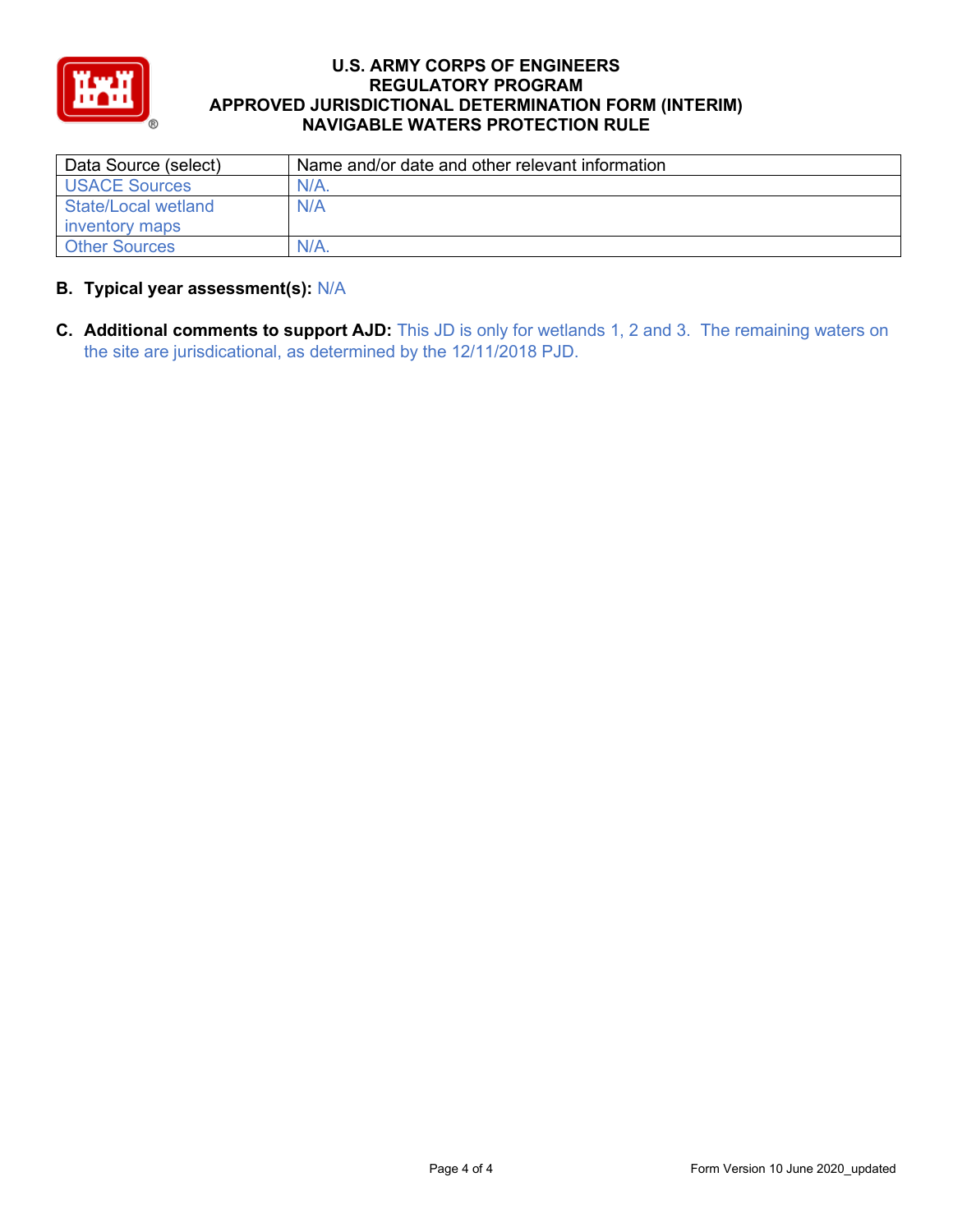# U.S. ARMY CORPS OF ENGINEERS
# REGULATORY PROGRAM
# APPROVED JURISDICTIONAL DETERMINATION FORM (INTERIM)
# NAVIGABLE WATERS PROTECTION RULE

| Data Source (select) | Name and/or date and other relevant information |
|---|---|
| USACE Sources | N/A. |
| State/Local wetland inventory maps | N/A |
| Other Sources | N/A. |

**B. Typical year assessment(s):** N/A

**C. Additional comments to support AJD:** This JD is only for wetlands 1, 2 and 3. The remaining waters on the site are jurisdictional, as determined by the 12/11/2018 PJD.